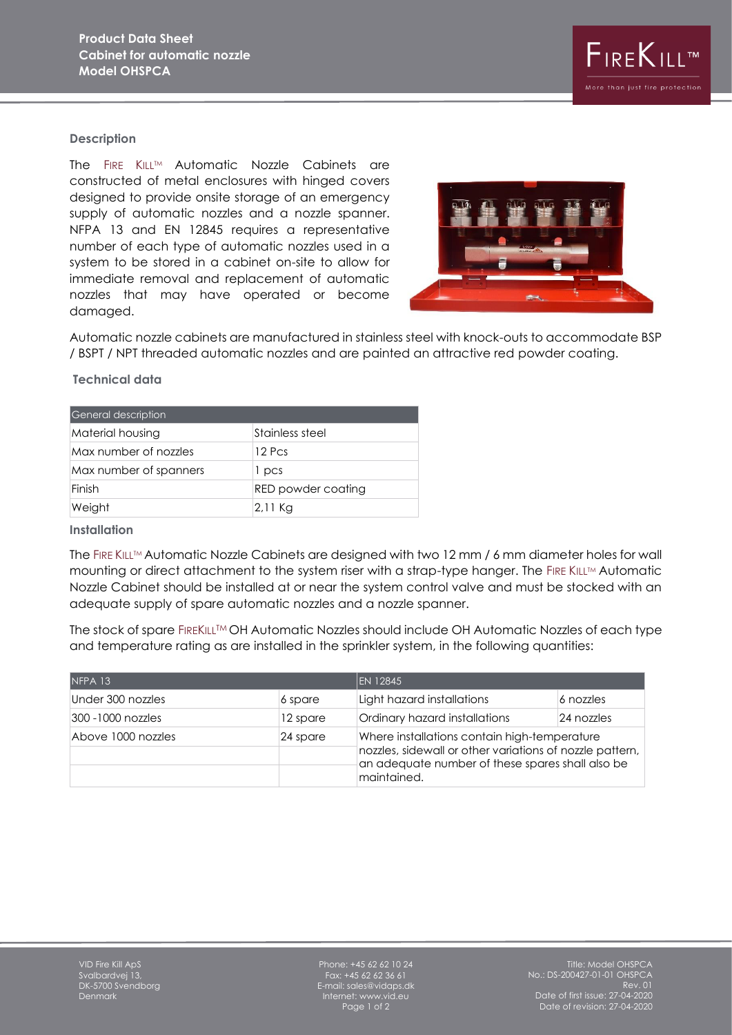**Product Data Sheet**
**Cabinet for automatic nozzle**
**Model OHSPCA**

FIREKILL™
More than just fire protection

### Description

The FIRE KILL™ Automatic Nozzle Cabinets are constructed of metal enclosures with hinged covers designed to provide onsite storage of an emergency supply of automatic nozzles and a nozzle spanner. NFPA 13 and EN 12845 requires a representative number of each type of automatic nozzles used in a system to be stored in a cabinet on-site to allow for immediate removal and replacement of automatic nozzles that may have operated or become damaged.

Automatic nozzle cabinets are manufactured in stainless steel with knock-outs to accommodate BSP / BSPT / NPT threaded automatic nozzles and are painted an attractive red powder coating.

### Technical data

| General description | |
|---|---|
| Material housing | Stainless steel |
| Max number of nozzles | 12 Pcs |
| Max number of spanners | 1 pcs |
| Finish | RED powder coating |
| Weight | 2,11 Kg |

### Installation

The FIRE KILL™ Automatic Nozzle Cabinets are designed with two 12 mm / 6 mm diameter holes for wall mounting or direct attachment to the system riser with a strap-type hanger. The FIRE KILL™ Automatic Nozzle Cabinet should be installed at or near the system control valve and must be stocked with an adequate supply of spare automatic nozzles and a nozzle spanner.

The stock of spare FIREKILL™ OH Automatic Nozzles should include OH Automatic Nozzles of each type and temperature rating as are installed in the sprinkler system, in the following quantities:

| NFPA 13 | | EN 12845 | |
|---|---|---|---|
| Under 300 nozzles | 6 spare | Light hazard installations | 6 nozzles |
| 300 -1000 nozzles | 12 spare | Ordinary hazard installations | 24 nozzles |
| Above 1000 nozzles | 24 spare | Where installations contain high-temperature nozzles, sidewall or other variations of nozzle pattern, an adequate number of these spares shall also be maintained. | |

VID Fire Kill ApS
Svalbardvej 13,
DK-5700 Svendborg
Denmark

Phone: +45 62 62 10 24
Fax: +45 62 62 36 61
E-mail: sales@vidaps.dk
Internet: www.vid.eu

Title: Model OHSPCA
No.: DS-200427-01-01 OHSPCA
Rev. 01
Date of first issue: 27-04-2020
Date of revision: 27-04-2020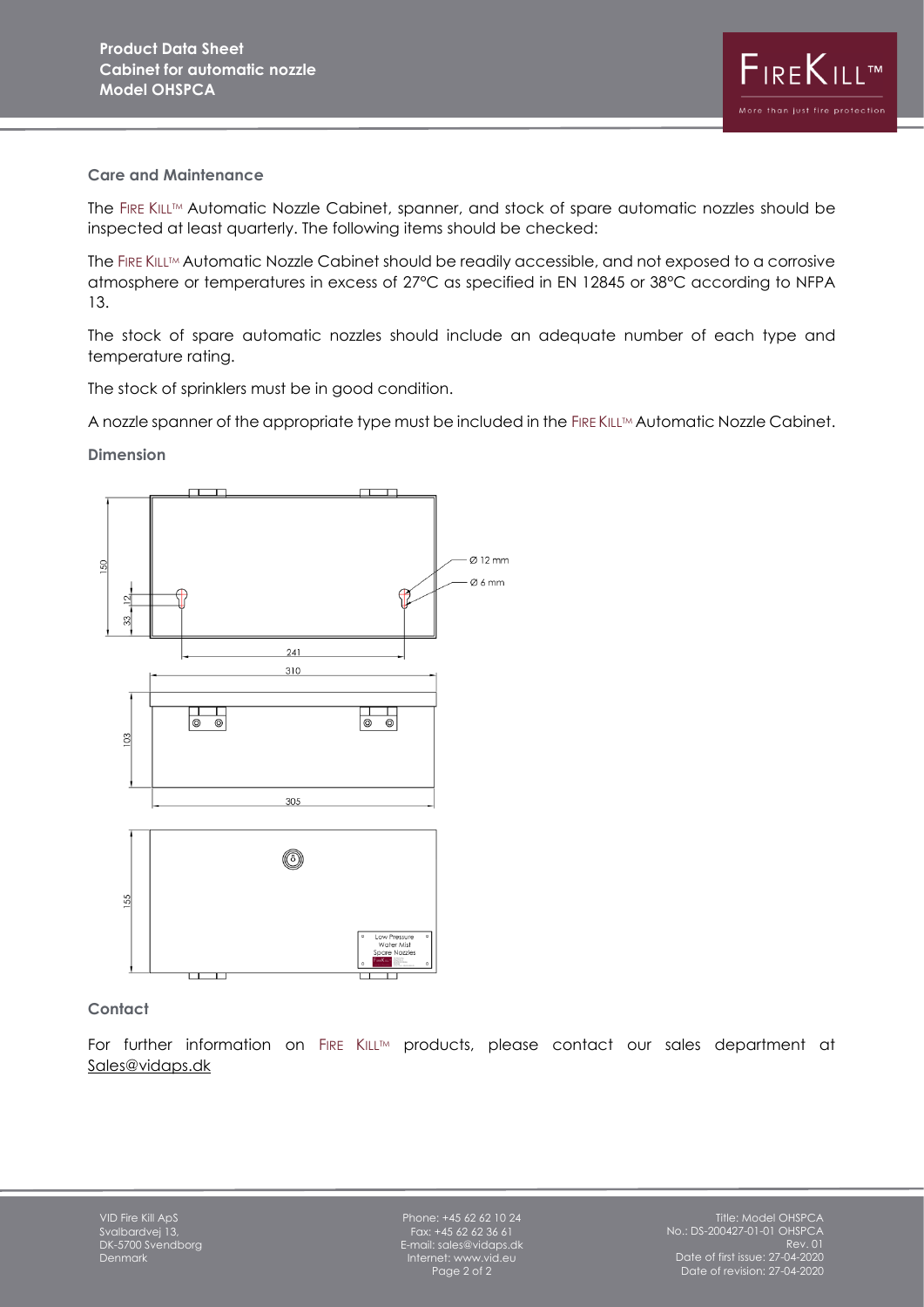## Care and Maintenance

The FIRE KILL™ Automatic Nozzle Cabinet, spanner, and stock of spare automatic nozzles should be inspected at least quarterly. The following items should be checked:

The FIRE KILL™ Automatic Nozzle Cabinet should be readily accessible, and not exposed to a corrosive atmosphere or temperatures in excess of 27°C as specified in EN 12845 or 38°C according to NFPA 13.

The stock of spare automatic nozzles should include an adequate number of each type and temperature rating.

The stock of sprinklers must be in good condition.

A nozzle spanner of the appropriate type must be included in the FIRE KILL™ Automatic Nozzle Cabinet.

## Dimension

150
12
33
Ø 12 mm
Ø 6 mm
241
310
103
305
155
Low Pressure Water Mist Spare Nozzles

## Contact

For further information on FIRE KILL™ products, please contact our sales department at Sales@vidaps.dk